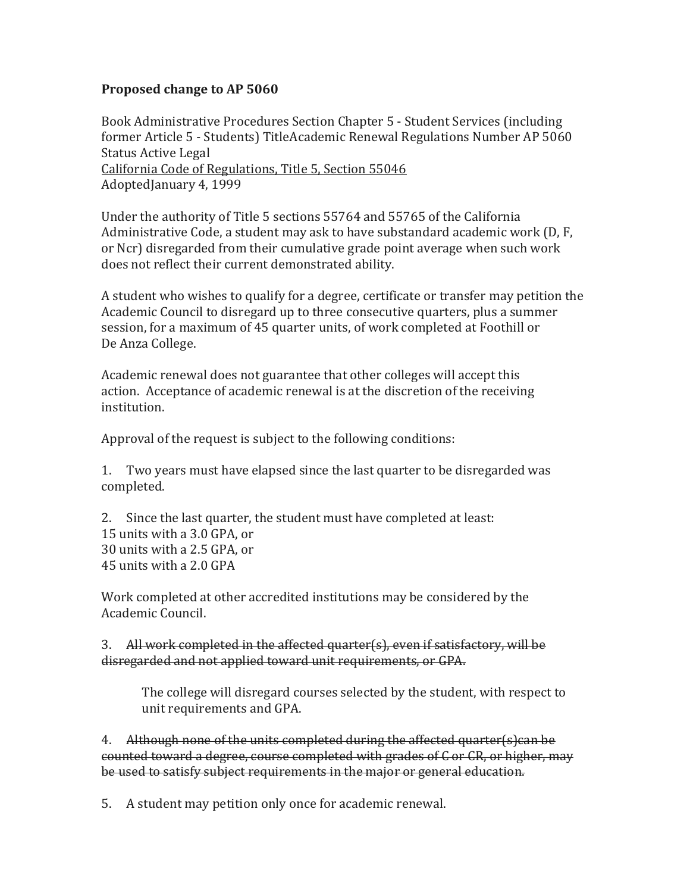**Proposed change to AP 5060**

Book Administrative Procedures Section Chapter 5 - Student Services (including former Article 5 - Students) TitleAcademic Renewal Regulations Number AP 5060 Status Active Legal
<u>California Code of Regulations, Title 5, Section 55046</u>
AdoptedJanuary 4, 1999

Under the authority of Title 5 sections 55764 and 55765 of the California Administrative Code, a student may ask to have substandard academic work (D, F, or Ncr) disregarded from their cumulative grade point average when such work does not reflect their current demonstrated ability.

A student who wishes to qualify for a degree, certificate or transfer may petition the Academic Council to disregard up to three consecutive quarters, plus a summer session, for a maximum of 45 quarter units, of work completed at Foothill or De Anza College.

Academic renewal does not guarantee that other colleges will accept this action. Acceptance of academic renewal is at the discretion of the receiving institution.

Approval of the request is subject to the following conditions:

1. Two years must have elapsed since the last quarter to be disregarded was completed.

2. Since the last quarter, the student must have completed at least:
15 units with a 3.0 GPA, or
30 units with a 2.5 GPA, or
45 units with a 2.0 GPA

Work completed at other accredited institutions may be considered by the Academic Council.

3. ~~All work completed in the affected quarter(s), even if satisfactory, will be disregarded and not applied toward unit requirements, or GPA.~~

    The college will disregard courses selected by the student, with respect to unit requirements and GPA.

4. ~~Although none of the units completed during the affected quarter(s)can be counted toward a degree, course completed with grades of C or CR, or higher, may be used to satisfy subject requirements in the major or general education.~~

5. A student may petition only once for academic renewal.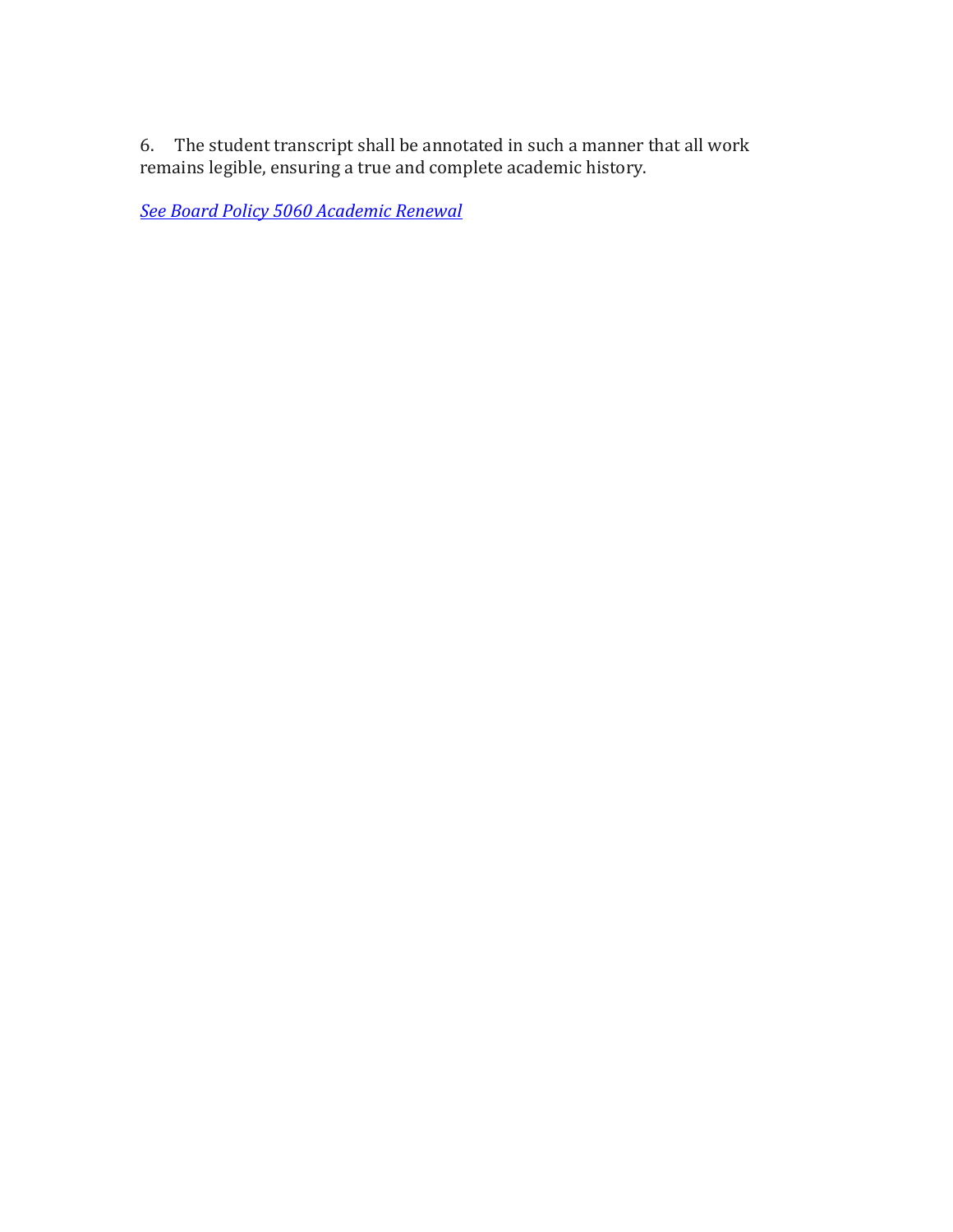6. The student transcript shall be annotated in such a manner that all work remains legible, ensuring a true and complete academic history.

*See Board Policy 5060 Academic Renewal*